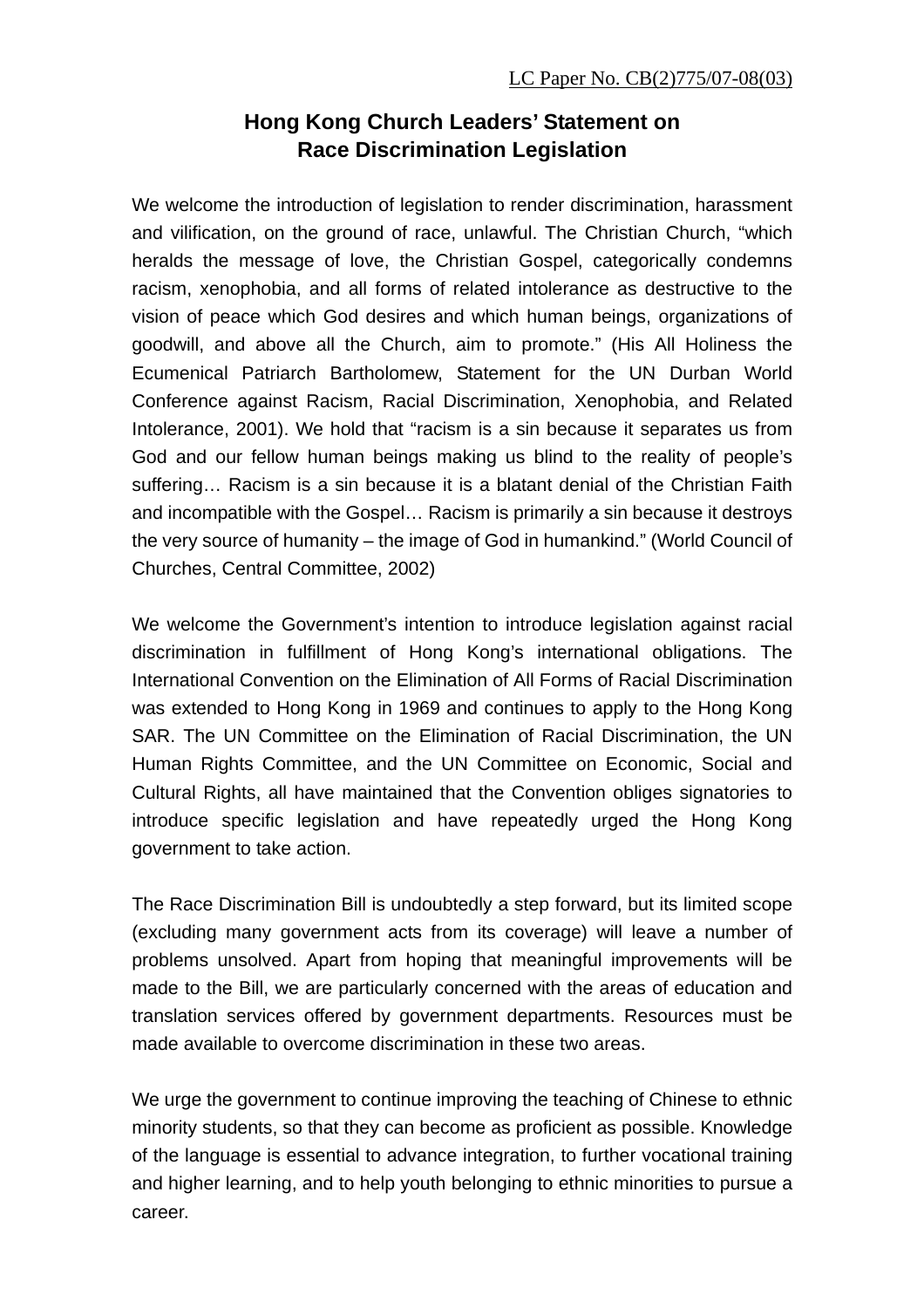LC Paper No. CB(2)775/07-08(03)

# Hong Kong Church Leaders' Statement on Race Discrimination Legislation

We welcome the introduction of legislation to render discrimination, harassment and vilification, on the ground of race, unlawful. The Christian Church, "which heralds the message of love, the Christian Gospel, categorically condemns racism, xenophobia, and all forms of related intolerance as destructive to the vision of peace which God desires and which human beings, organizations of goodwill, and above all the Church, aim to promote." (His All Holiness the Ecumenical Patriarch Bartholomew, Statement for the UN Durban World Conference against Racism, Racial Discrimination, Xenophobia, and Related Intolerance, 2001). We hold that "racism is a sin because it separates us from God and our fellow human beings making us blind to the reality of people's suffering… Racism is a sin because it is a blatant denial of the Christian Faith and incompatible with the Gospel… Racism is primarily a sin because it destroys the very source of humanity – the image of God in humankind." (World Council of Churches, Central Committee, 2002)

We welcome the Government's intention to introduce legislation against racial discrimination in fulfillment of Hong Kong's international obligations. The International Convention on the Elimination of All Forms of Racial Discrimination was extended to Hong Kong in 1969 and continues to apply to the Hong Kong SAR. The UN Committee on the Elimination of Racial Discrimination, the UN Human Rights Committee, and the UN Committee on Economic, Social and Cultural Rights, all have maintained that the Convention obliges signatories to introduce specific legislation and have repeatedly urged the Hong Kong government to take action.

The Race Discrimination Bill is undoubtedly a step forward, but its limited scope (excluding many government acts from its coverage) will leave a number of problems unsolved. Apart from hoping that meaningful improvements will be made to the Bill, we are particularly concerned with the areas of education and translation services offered by government departments. Resources must be made available to overcome discrimination in these two areas.

We urge the government to continue improving the teaching of Chinese to ethnic minority students, so that they can become as proficient as possible. Knowledge of the language is essential to advance integration, to further vocational training and higher learning, and to help youth belonging to ethnic minorities to pursue a career.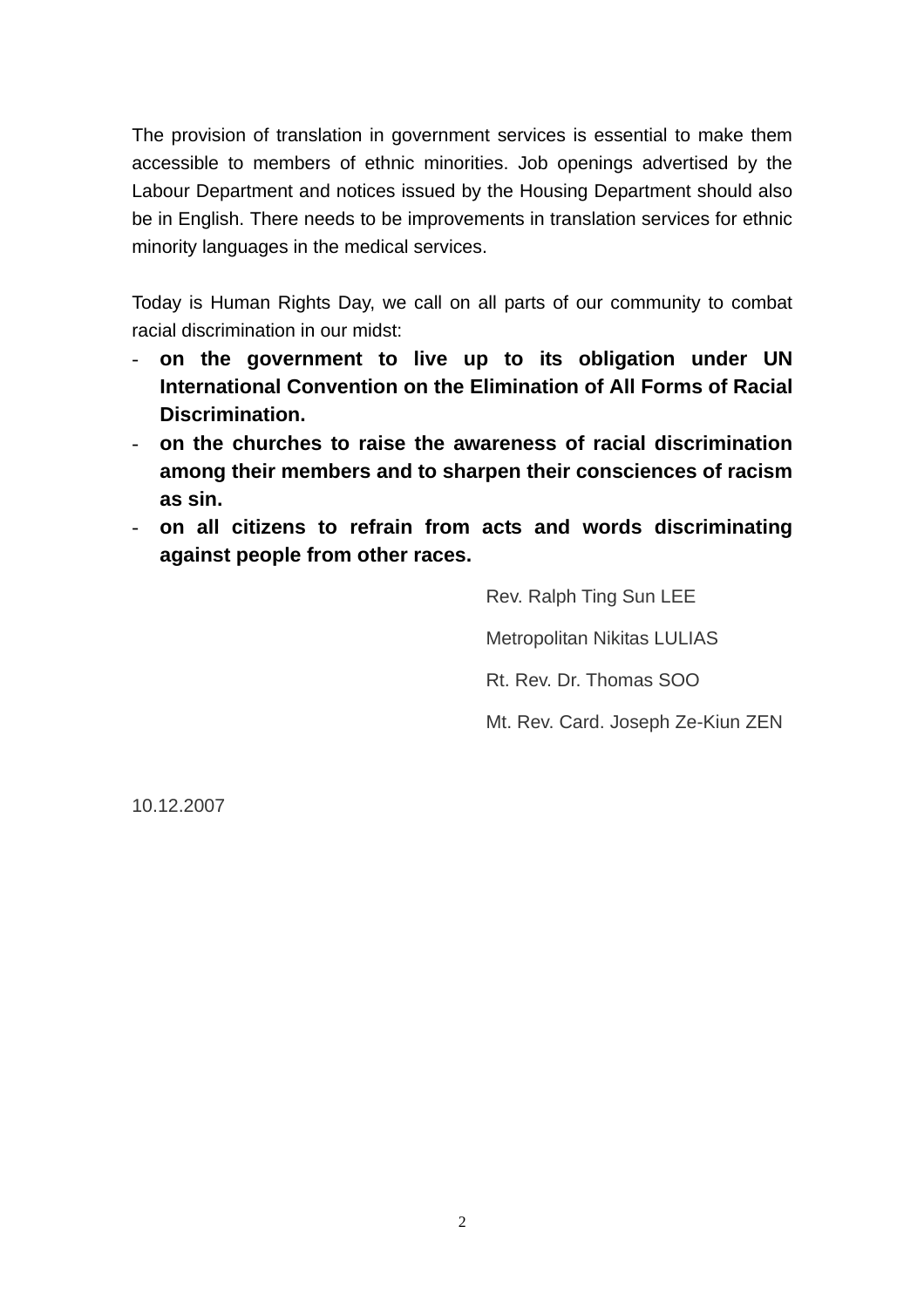The provision of translation in government services is essential to make them accessible to members of ethnic minorities. Job openings advertised by the Labour Department and notices issued by the Housing Department should also be in English. There needs to be improvements in translation services for ethnic minority languages in the medical services.

Today is Human Rights Day, we call on all parts of our community to combat racial discrimination in our midst:

- **on the government to live up to its obligation under UN International Convention on the Elimination of All Forms of Racial Discrimination.**
- **on the churches to raise the awareness of racial discrimination among their members and to sharpen their consciences of racism as sin.**
- **on all citizens to refrain from acts and words discriminating against people from other races.**

Rev. Ralph Ting Sun LEE

Metropolitan Nikitas LULIAS

Rt. Rev. Dr. Thomas SOO

Mt. Rev. Card. Joseph Ze-Kiun ZEN

10.12.2007